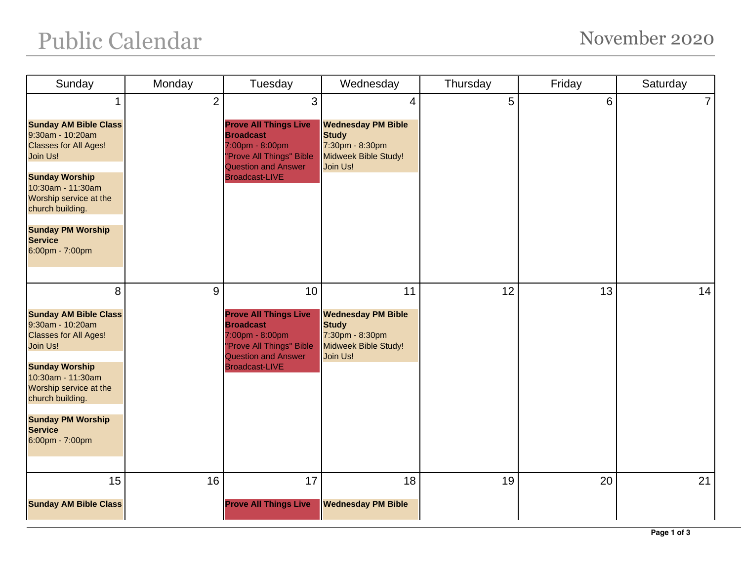# Public Calendar

## November 2020

| Sunday | Monday | Tuesday | Wednesday | Thursday | Friday | Saturday |
|---|---|---|---|---|---|---|
| 1<br><br>**Sunday AM Bible Class**<br>9:30am - 10:20am<br>Classes for All Ages! Join Us!<br><br>**Sunday Worship**<br>10:30am - 11:30am<br>Worship service at the church building.<br><br>**Sunday PM Worship Service**<br>6:00pm - 7:00pm | 2 | 3<br><br>**Prove All Things Live Broadcast**<br>7:00pm - 8:00pm<br>"Prove All Things" Bible Question and Answer Broadcast-LIVE | 4<br><br>**Wednesday PM Bible Study**<br>7:30pm - 8:30pm<br>Midweek Bible Study! Join Us! | 5 | 6 | 7 |
| 8<br><br>**Sunday AM Bible Class**<br>9:30am - 10:20am<br>Classes for All Ages! Join Us!<br><br>**Sunday Worship**<br>10:30am - 11:30am<br>Worship service at the church building.<br><br>**Sunday PM Worship Service**<br>6:00pm - 7:00pm | 9 | 10<br><br>**Prove All Things Live Broadcast**<br>7:00pm - 8:00pm<br>"Prove All Things" Bible Question and Answer Broadcast-LIVE | 11<br><br>**Wednesday PM Bible Study**<br>7:30pm - 8:30pm<br>Midweek Bible Study! Join Us! | 12 | 13 | 14 |
| 15<br><br>**Sunday AM Bible Class** | 16 | 17<br><br>**Prove All Things Live** | 18<br><br>**Wednesday PM Bible** | 19 | 20 | 21 |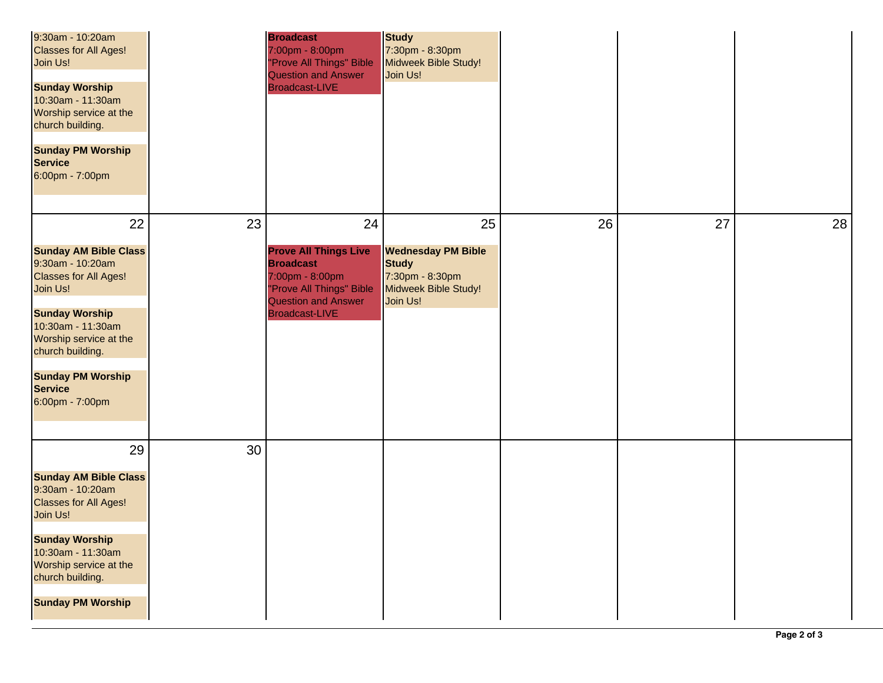| Sunday | Monday | Tuesday | Wednesday | Thursday | Friday | Saturday |
|---|---|---|---|---|---|---|
| 9:30am - 10:20am<br>Classes for All Ages! Join Us!<br><br>**Sunday Worship**<br>10:30am - 11:30am<br>Worship service at the church building.<br><br>**Sunday PM Worship Service**<br>6:00pm - 7:00pm | | **Broadcast**<br>7:00pm - 8:00pm<br>"Prove All Things" Bible Question and Answer Broadcast-LIVE | **Study**<br>7:30pm - 8:30pm<br>Midweek Bible Study! Join Us! | | | |
| 22<br><br>**Sunday AM Bible Class**<br>9:30am - 10:20am<br>Classes for All Ages! Join Us!<br><br>**Sunday Worship**<br>10:30am - 11:30am<br>Worship service at the church building.<br><br>**Sunday PM Worship Service**<br>6:00pm - 7:00pm | 23 | 24<br><br>**Prove All Things Live Broadcast**<br>7:00pm - 8:00pm<br>"Prove All Things" Bible Question and Answer Broadcast-LIVE | 25<br><br>**Wednesday PM Bible Study**<br>7:30pm - 8:30pm<br>Midweek Bible Study! Join Us! | 26 | 27 | 28 |
| 29<br><br>**Sunday AM Bible Class**<br>9:30am - 10:20am<br>Classes for All Ages! Join Us!<br><br>**Sunday Worship**<br>10:30am - 11:30am<br>Worship service at the church building.<br><br>**Sunday PM Worship** | 30 | | | | | |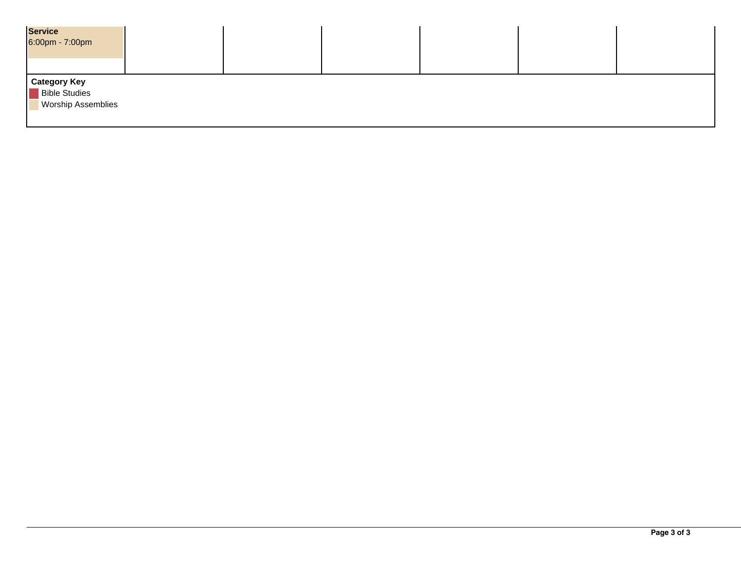| | | | | | | |
|---|---|---|---|---|---|---|
| **Service**<br>6:00pm - 7:00pm | | | | | | |

**Category Key**

- Bible Studies
- Worship Assemblies